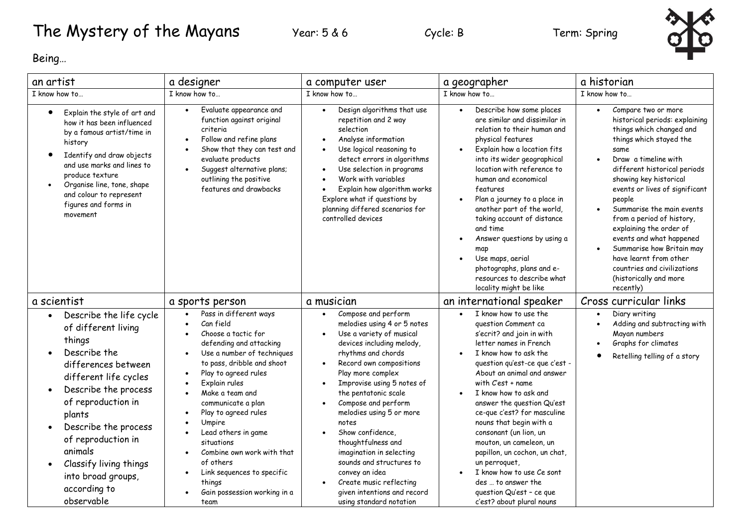# The Mystery of the Mayans

Year: 5 & 6 Cycle: B Term: Spring

Being…

| an artist | a designer | a computer user | a geographer | a historian |
|---|---|---|---|---|
| I know how to… | I know how to… | I know how to… | I know how to… | I know how to… |
| • Explain the style of art and how it has been influenced by a famous artist/time in history<br>• Identify and draw objects and use marks and lines to produce texture<br>• Organise line, tone, shape and colour to represent figures and forms in movement | • Evaluate appearance and function against original criteria<br>• Follow and refine plans<br>• Show that they can test and evaluate products<br>• Suggest alternative plans; outlining the positive features and drawbacks | • Design algorithms that use repetition and 2 way selection<br>• Analyse information<br>• Use logical reasoning to detect errors in algorithms<br>• Use selection in programs<br>• Work with variables<br>• Explain how algorithm works<br>Explore what if questions by planning differed scenarios for controlled devices | • Describe how some places are similar and dissimilar in relation to their human and physical features<br>• Explain how a location fits into its wider geographical location with reference to human and economical features<br>• Plan a journey to a place in another part of the world, taking account of distance and time<br>• Answer questions by using a map<br>• Use maps, aerial photographs, plans and e-resources to describe what locality might be like | • Compare two or more historical periods: explaining things which changed and things which stayed the same<br>• Draw a timeline with different historical periods showing key historical events or lives of significant people<br>• Summarise the main events from a period of history, explaining the order of events and what happened<br>• Summarise how Britain may have learnt from other countries and civilizations (historically and more recently) |
| **a scientist** | **a sports person** | **a musician** | **an international speaker** | **Cross curricular links** |
| • Describe the life cycle of different living things<br>• Describe the differences between different life cycles<br>• Describe the process of reproduction in plants<br>• Describe the process of reproduction in animals<br>• Classify living things into broad groups, according to observable | • Pass in different ways<br>• Can field<br>• Choose a tactic for defending and attacking<br>• Use a number of techniques to pass, dribble and shoot<br>• Play to agreed rules<br>• Explain rules<br>• Make a team and communicate a plan<br>• Play to agreed rules<br>• Umpire<br>• Lead others in game situations<br>• Combine own work with that of others<br>• Link sequences to specific things<br>• Gain possession working in a team | • Compose and perform melodies using 4 or 5 notes<br>• Use a variety of musical devices including melody, rhythms and chords<br>• Record own compositions Play more complex<br>• Improvise using 5 notes of the pentatonic scale<br>• Compose and perform melodies using 5 or more notes<br>• Show confidence, thoughtfulness and imagination in selecting sounds and structures to convey an idea<br>• Create music reflecting given intentions and record using standard notation | • I know how to use the question Comment ca s'ecrit? and join in with letter names in French<br>• I know how to ask the question qu'est-ce que c'est - About an animal and answer with C'est + name<br>• I know how to ask and answer the question Qu'est ce-que c'est? for masculine nouns that begin with a consonant (un lion, un mouton, un cameleon, un papillon, un cochon, un chat, un perroquet,<br>• I know how to use Ce sont des … to answer the question Qu'est – ce que c'est? about plural nouns | • Diary writing<br>• Adding and subtracting with Mayan numbers<br>• Graphs for climates<br>• Retelling telling of a story |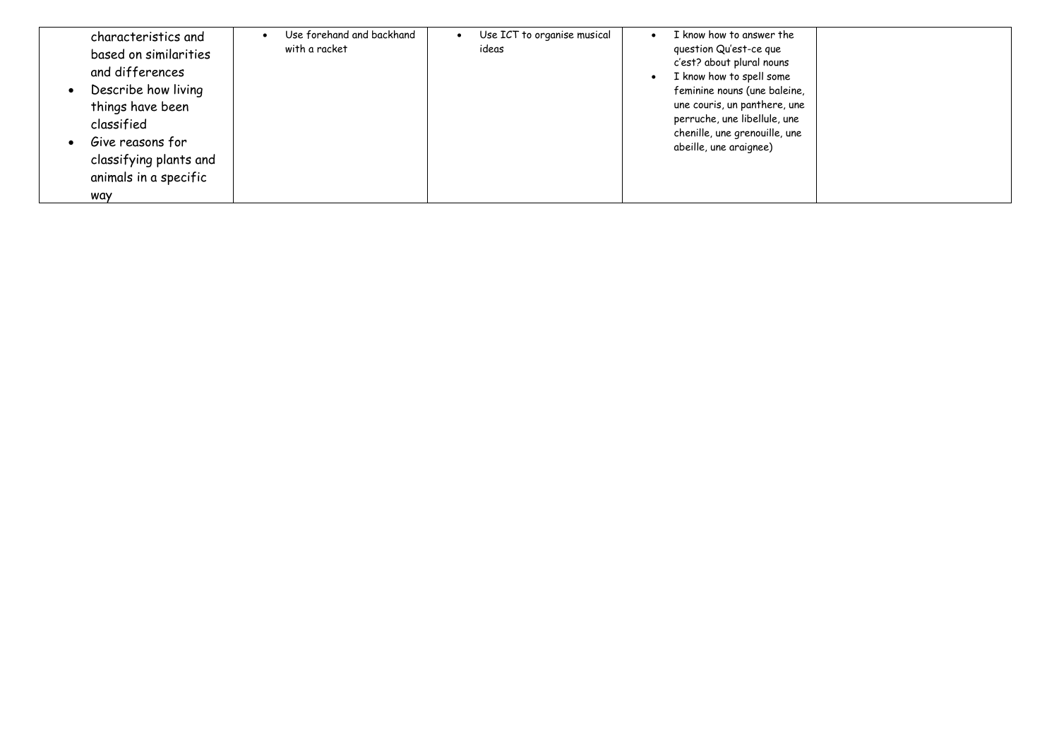| | | | | |
|---|---|---|---|---|
| characteristics and based on similarities and differences<br>• Describe how living things have been classified<br>• Give reasons for classifying plants and animals in a specific way | • Use forehand and backhand with a racket | • Use ICT to organise musical ideas | • I know how to answer the question Qu'est-ce que c'est? about plural nouns<br>• I know how to spell some feminine nouns (une baleine, une couris, un panthere, une perruche, une libellule, une chenille, une grenouille, une abeille, une araignee) | |